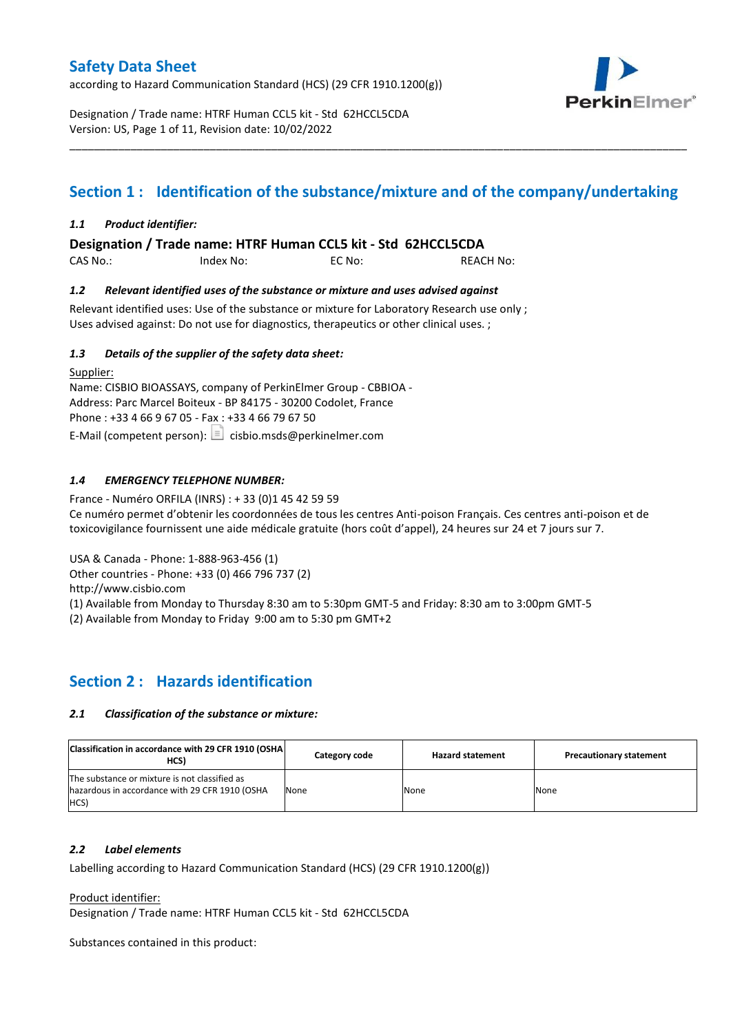# Safety Data Sheet

according to Hazard Communication Standard (HCS) (29 CFR 1910.1200(g))

Designation / Trade name: HTRF Human CCL5 kit - Std 62HCCL5CDA
Version: US, Page 1 of 11, Revision date: 10/02/2022

## Section 1 : Identification of the substance/mixture and of the company/undertaking

### *1.1 Product identifier:*

**Designation / Trade name: HTRF Human CCL5 kit - Std 62HCCL5CDA**

CAS No.: Index No: EC No: REACH No:

### *1.2 Relevant identified uses of the substance or mixture and uses advised against*

Relevant identified uses: Use of the substance or mixture for Laboratory Research use only ;
Uses advised against: Do not use for diagnostics, therapeutics or other clinical uses. ;

### *1.3 Details of the supplier of the safety data sheet:*

Supplier:
Name: CISBIO BIOASSAYS, company of PerkinElmer Group - CBBIOA -
Address: Parc Marcel Boiteux - BP 84175 - 30200 Codolet, France
Phone : +33 4 66 9 67 05 - Fax : +33 4 66 79 67 50
E-Mail (competent person): cisbio.msds@perkinelmer.com

### *1.4 EMERGENCY TELEPHONE NUMBER:*

France - Numéro ORFILA (INRS) : + 33 (0)1 45 42 59 59
Ce numéro permet d'obtenir les coordonnées de tous les centres Anti-poison Français. Ces centres anti-poison et de toxicovigilance fournissent une aide médicale gratuite (hors coût d'appel), 24 heures sur 24 et 7 jours sur 7.

USA & Canada - Phone: 1-888-963-456 (1)
Other countries - Phone: +33 (0) 466 796 737 (2)
http://www.cisbio.com
(1) Available from Monday to Thursday 8:30 am to 5:30pm GMT-5 and Friday: 8:30 am to 3:00pm GMT-5
(2) Available from Monday to Friday 9:00 am to 5:30 pm GMT+2

## Section 2 : Hazards identification

### *2.1 Classification of the substance or mixture:*

| Classification in accordance with 29 CFR 1910 (OSHA HCS) | Category code | Hazard statement | Precautionary statement |
|---|---|---|---|
| The substance or mixture is not classified as hazardous in accordance with 29 CFR 1910 (OSHA HCS) | None | None | None |

### *2.2 Label elements*

Labelling according to Hazard Communication Standard (HCS) (29 CFR 1910.1200(g))

Product identifier:
Designation / Trade name: HTRF Human CCL5 kit - Std 62HCCL5CDA

Substances contained in this product: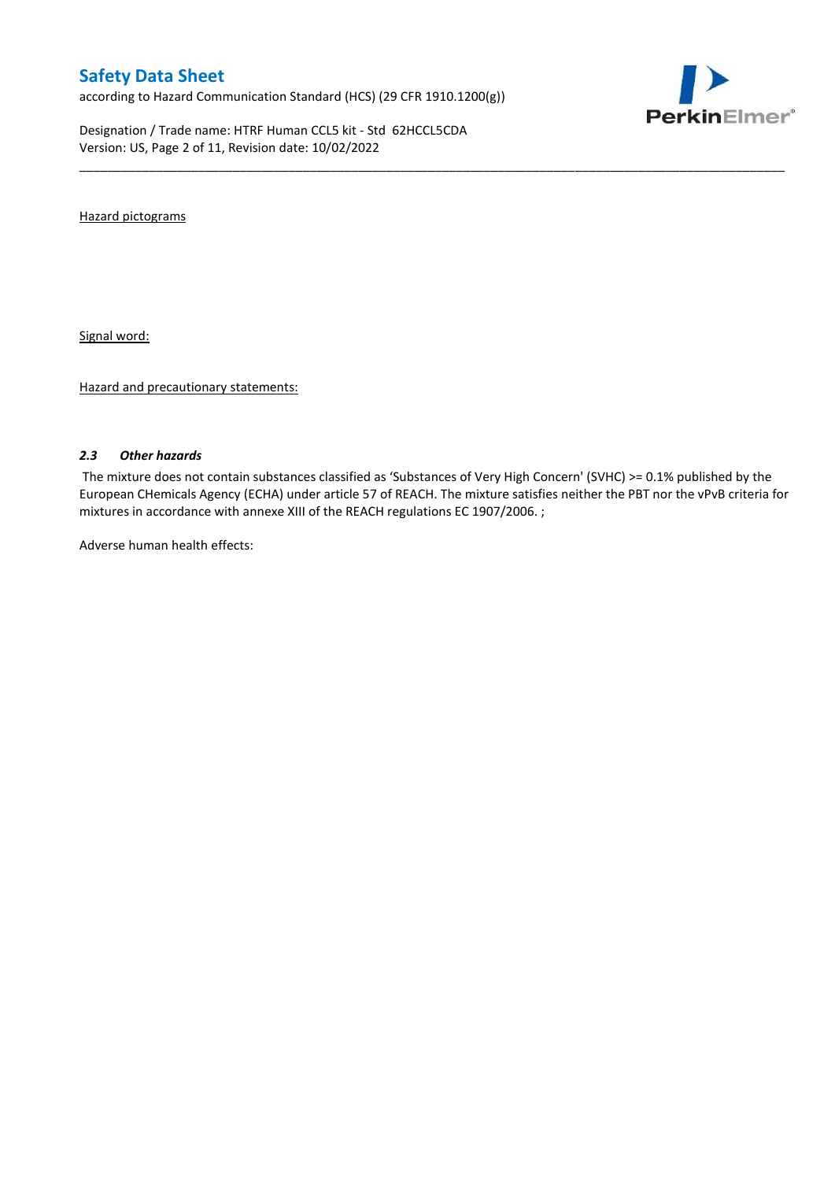Hazard pictograms

Signal word:

Hazard and precautionary statements:

### *2.3 Other hazards*

The mixture does not contain substances classified as 'Substances of Very High Concern' (SVHC) >= 0.1% published by the European CHemicals Agency (ECHA) under article 57 of REACH. The mixture satisfies neither the PBT nor the vPvB criteria for mixtures in accordance with annexe XIII of the REACH regulations EC 1907/2006. ;

Adverse human health effects: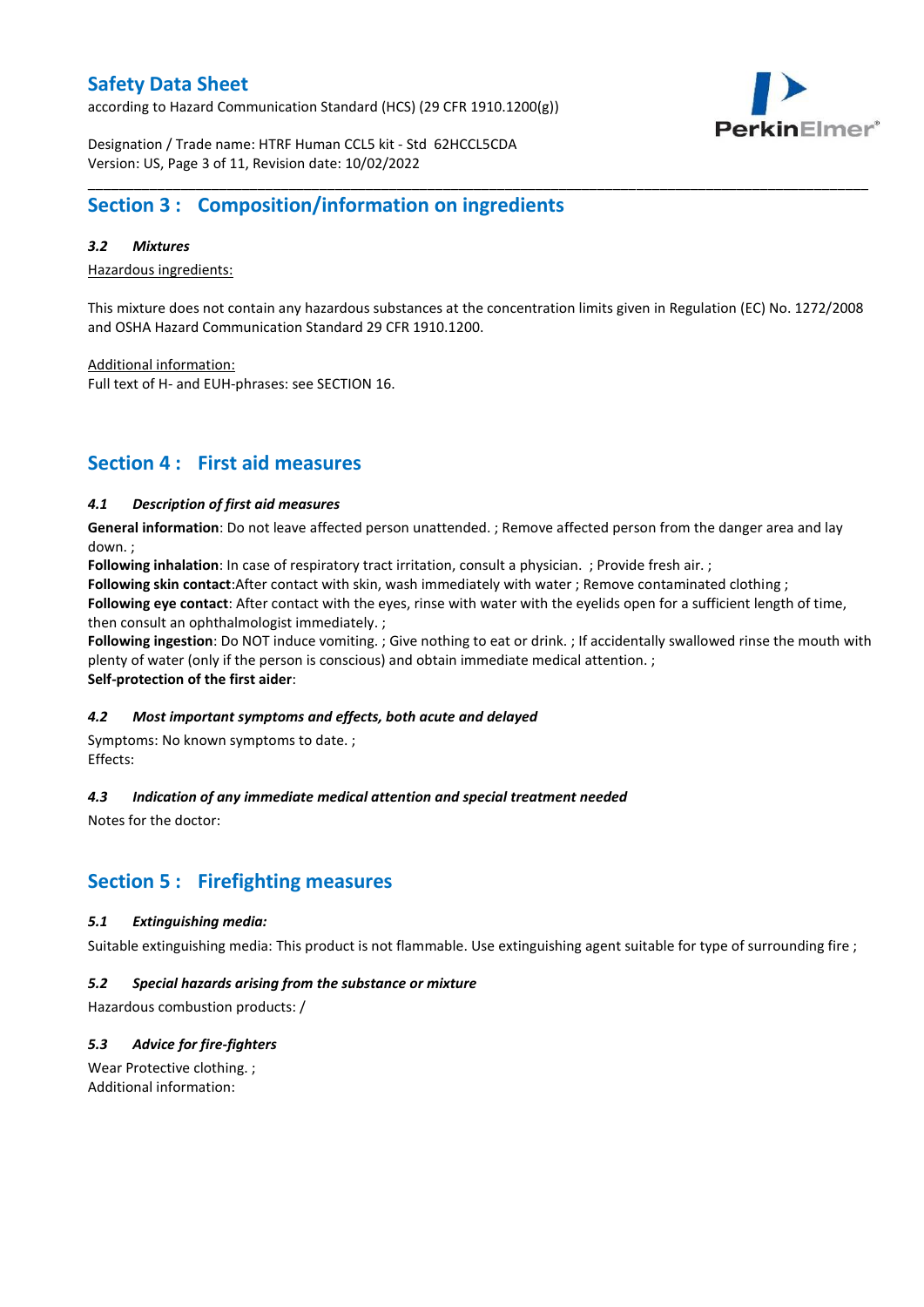## Section 3 : Composition/information on ingredients

### *3.2 Mixtures*

Hazardous ingredients:

This mixture does not contain any hazardous substances at the concentration limits given in Regulation (EC) No. 1272/2008 and OSHA Hazard Communication Standard 29 CFR 1910.1200.

Additional information:
Full text of H- and EUH-phrases: see SECTION 16.

## Section 4 : First aid measures

### *4.1 Description of first aid measures*

**General information**: Do not leave affected person unattended. ; Remove affected person from the danger area and lay down. ;
**Following inhalation**: In case of respiratory tract irritation, consult a physician. ; Provide fresh air. ;
**Following skin contact**:After contact with skin, wash immediately with water ; Remove contaminated clothing ;
**Following eye contact**: After contact with the eyes, rinse with water with the eyelids open for a sufficient length of time, then consult an ophthalmologist immediately. ;
**Following ingestion**: Do NOT induce vomiting. ; Give nothing to eat or drink. ; If accidentally swallowed rinse the mouth with plenty of water (only if the person is conscious) and obtain immediate medical attention. ;
**Self-protection of the first aider**:

### *4.2 Most important symptoms and effects, both acute and delayed*

Symptoms: No known symptoms to date. ;
Effects:

### *4.3 Indication of any immediate medical attention and special treatment needed*

Notes for the doctor:

## Section 5 : Firefighting measures

### *5.1 Extinguishing media:*

Suitable extinguishing media: This product is not flammable. Use extinguishing agent suitable for type of surrounding fire ;

### *5.2 Special hazards arising from the substance or mixture*

Hazardous combustion products: /

### *5.3 Advice for fire-fighters*

Wear Protective clothing. ;
Additional information: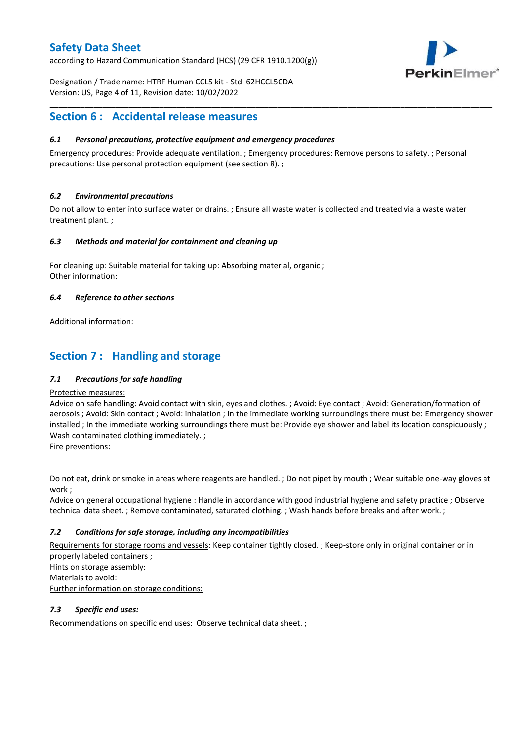## Section 6 : Accidental release measures

### *6.1 Personal precautions, protective equipment and emergency procedures*

Emergency procedures: Provide adequate ventilation. ; Emergency procedures: Remove persons to safety. ; Personal precautions: Use personal protection equipment (see section 8). ;

### *6.2 Environmental precautions*

Do not allow to enter into surface water or drains. ; Ensure all waste water is collected and treated via a waste water treatment plant. ;

### *6.3 Methods and material for containment and cleaning up*

For cleaning up: Suitable material for taking up: Absorbing material, organic ;
Other information:

### *6.4 Reference to other sections*

Additional information:

## Section 7 : Handling and storage

### *7.1 Precautions for safe handling*

Protective measures:
Advice on safe handling: Avoid contact with skin, eyes and clothes. ; Avoid: Eye contact ; Avoid: Generation/formation of aerosols ; Avoid: Skin contact ; Avoid: inhalation ; In the immediate working surroundings there must be: Emergency shower installed ; In the immediate working surroundings there must be: Provide eye shower and label its location conspicuously ; Wash contaminated clothing immediately. ;
Fire preventions:

Do not eat, drink or smoke in areas where reagents are handled. ; Do not pipet by mouth ; Wear suitable one-way gloves at work ;
Advice on general occupational hygiene : Handle in accordance with good industrial hygiene and safety practice ; Observe technical data sheet. ; Remove contaminated, saturated clothing. ; Wash hands before breaks and after work. ;

### *7.2 Conditions for safe storage, including any incompatibilities*

Requirements for storage rooms and vessels: Keep container tightly closed. ; Keep-store only in original container or in properly labeled containers ;
Hints on storage assembly:
Materials to avoid:
Further information on storage conditions:

### *7.3 Specific end uses:*

Recommendations on specific end uses: Observe technical data sheet. ;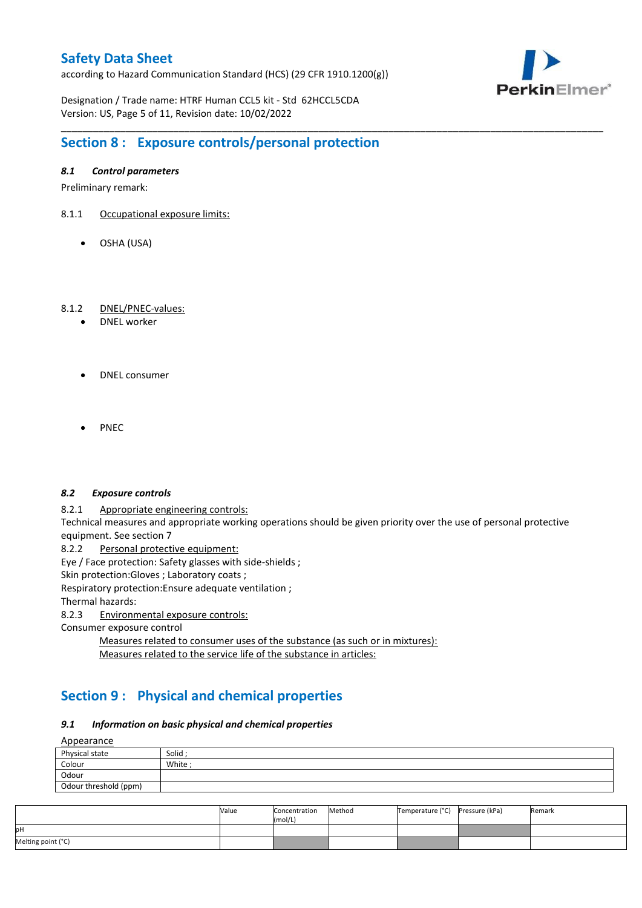## Section 8 : Exposure controls/personal protection

### *8.1 Control parameters*

Preliminary remark:

8.1.1 Occupational exposure limits:

- OSHA (USA)

8.1.2 DNEL/PNEC-values:

- DNEL worker

- DNEL consumer

- PNEC

### *8.2 Exposure controls*

8.2.1 Appropriate engineering controls:

Technical measures and appropriate working operations should be given priority over the use of personal protective equipment. See section 7

8.2.2 Personal protective equipment:

Eye / Face protection: Safety glasses with side-shields ;

Skin protection:Gloves ; Laboratory coats ;

Respiratory protection:Ensure adequate ventilation ;

Thermal hazards:

8.2.3 Environmental exposure controls:

Consumer exposure control

Measures related to consumer uses of the substance (as such or in mixtures):

Measures related to the service life of the substance in articles:

## Section 9 : Physical and chemical properties

### *9.1 Information on basic physical and chemical properties*

Appearance

| | |
|---|---|
| Physical state | Solid ; |
| Colour | White ; |
| Odour | |
| Odour threshold (ppm) | |

| | Value | Concentration (mol/L) | Method | Temperature (°C) | Pressure (kPa) | Remark |
|---|---|---|---|---|---|---|
| pH | | | | | | |
| Melting point (°C) | | | | | | |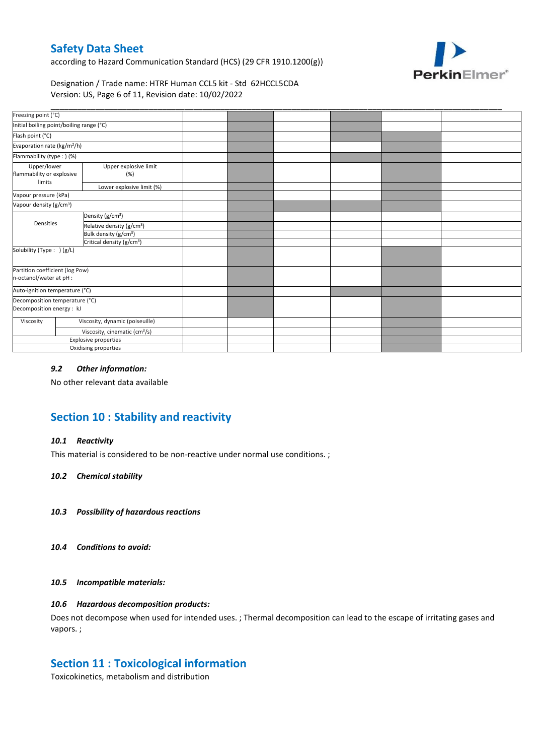| | | | | | | | |
|---|---|---|---|---|---|---|---|
| Freezing point (°C) | | | | | | | |
| Initial boiling point/boiling range (°C) | | | | | | | |
| Flash point (°C) | | | | | | | |
| Evaporation rate (kg/m²/h) | | | | | | | |
| Flammability (type : ) (%) | | | | | | | |
| Upper/lower flammability or explosive limits | Upper explosive limit (%) | | | | | | |
| | Lower explosive limit (%) | | | | | | |
| Vapour pressure (kPa) | | | | | | | |
| Vapour density (g/cm³) | | | | | | | |
| Densities | Density (g/cm³) | | | | | | |
| | Relative density (g/cm³) | | | | | | |
| | Bulk density (g/cm³) | | | | | | |
| | Critical density (g/cm³) | | | | | | |
| Solubility (Type : ) (g/L) | | | | | | | |
| Partition coefficient (log Pow) n-octanol/water at pH : | | | | | | | |
| Auto-ignition temperature (°C) | | | | | | | |
| Decomposition temperature (°C) Decomposition energy : kJ | | | | | | | |
| Viscosity | Viscosity, dynamic (poiseuille) | | | | | | |
| | Viscosity, cinematic (cm³/s) | | | | | | |
| Explosive properties | | | | | | | |
| Oxidising properties | | | | | | | |

### *9.2 Other information:*

No other relevant data available

## Section 10 : Stability and reactivity

### *10.1 Reactivity*

This material is considered to be non-reactive under normal use conditions. ;

### *10.2 Chemical stability*

### *10.3 Possibility of hazardous reactions*

### *10.4 Conditions to avoid:*

### *10.5 Incompatible materials:*

### *10.6 Hazardous decomposition products:*

Does not decompose when used for intended uses. ; Thermal decomposition can lead to the escape of irritating gases and vapors. ;

## Section 11 : Toxicological information

Toxicokinetics, metabolism and distribution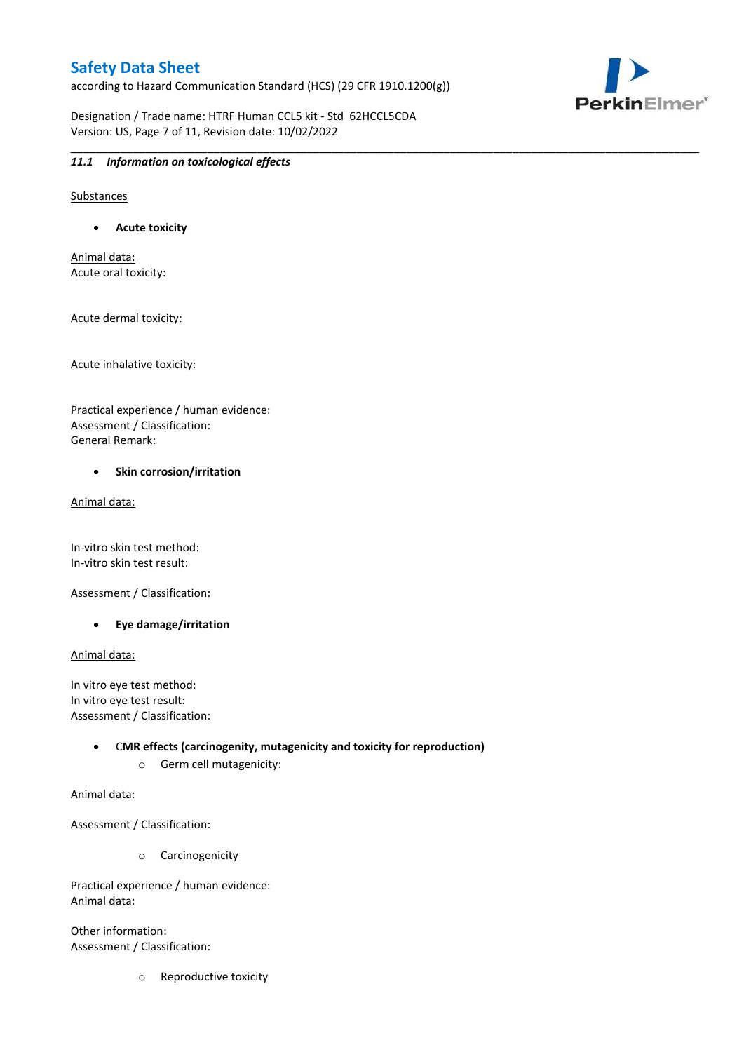### 11.1 *Information on toxicological effects*

Substances

- **Acute toxicity**

Animal data:

Acute oral toxicity:

Acute dermal toxicity:

Acute inhalative toxicity:

Practical experience / human evidence:

Assessment / Classification:

General Remark:

- **Skin corrosion/irritation**

Animal data:

In-vitro skin test method:

In-vitro skin test result:

Assessment / Classification:

- **Eye damage/irritation**

Animal data:

In vitro eye test method:

In vitro eye test result:

Assessment / Classification:

- **CMR effects (carcinogenity, mutagenicity and toxicity for reproduction)**
  - Germ cell mutagenicity:

Animal data:

Assessment / Classification:

  - Carcinogenicity

Practical experience / human evidence:

Animal data:

Other information:

Assessment / Classification:

  - Reproductive toxicity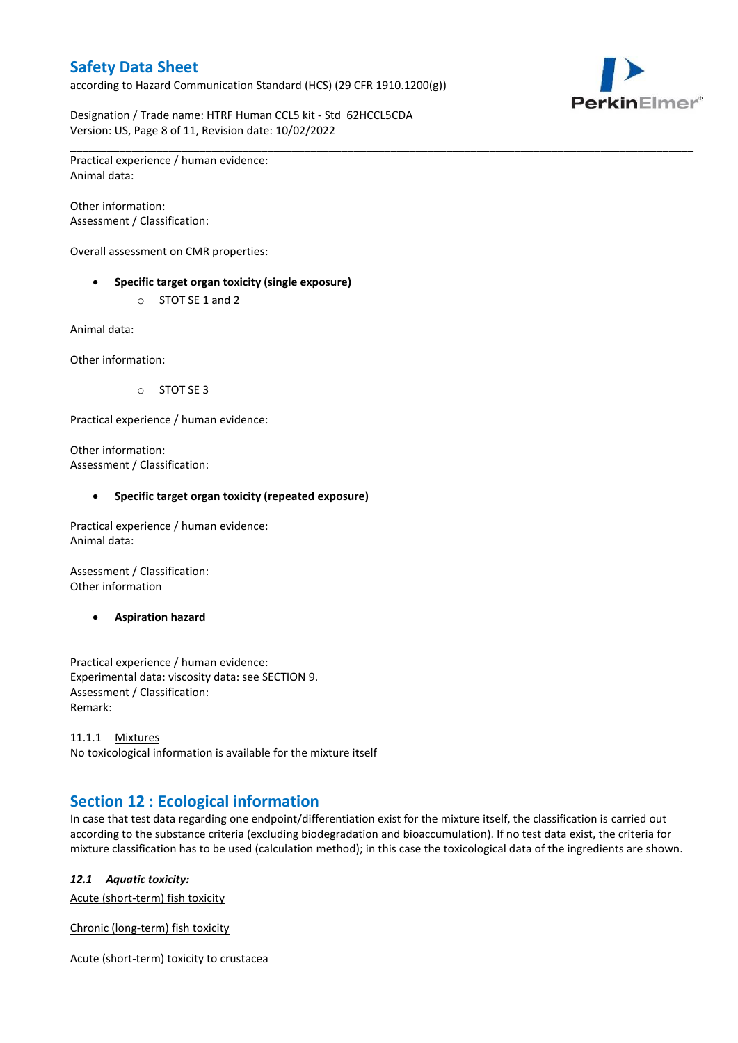Practical experience / human evidence:
Animal data:

Other information:
Assessment / Classification:

Overall assessment on CMR properties:

- **Specific target organ toxicity (single exposure)**
    - STOT SE 1 and 2

Animal data:

Other information:

- STOT SE 3

Practical experience / human evidence:

Other information:
Assessment / Classification:

- **Specific target organ toxicity (repeated exposure)**

Practical experience / human evidence:
Animal data:

Assessment / Classification:
Other information

- **Aspiration hazard**

Practical experience / human evidence:
Experimental data: viscosity data: see SECTION 9.
Assessment / Classification:
Remark:

11.1.1 Mixtures
No toxicological information is available for the mixture itself

## Section 12 : Ecological information

In case that test data regarding one endpoint/differentiation exist for the mixture itself, the classification is carried out according to the substance criteria (excluding biodegradation and bioaccumulation). If no test data exist, the criteria for mixture classification has to be used (calculation method); in this case the toxicological data of the ingredients are shown.

### *12.1 Aquatic toxicity:*

Acute (short-term) fish toxicity

Chronic (long-term) fish toxicity

Acute (short-term) toxicity to crustacea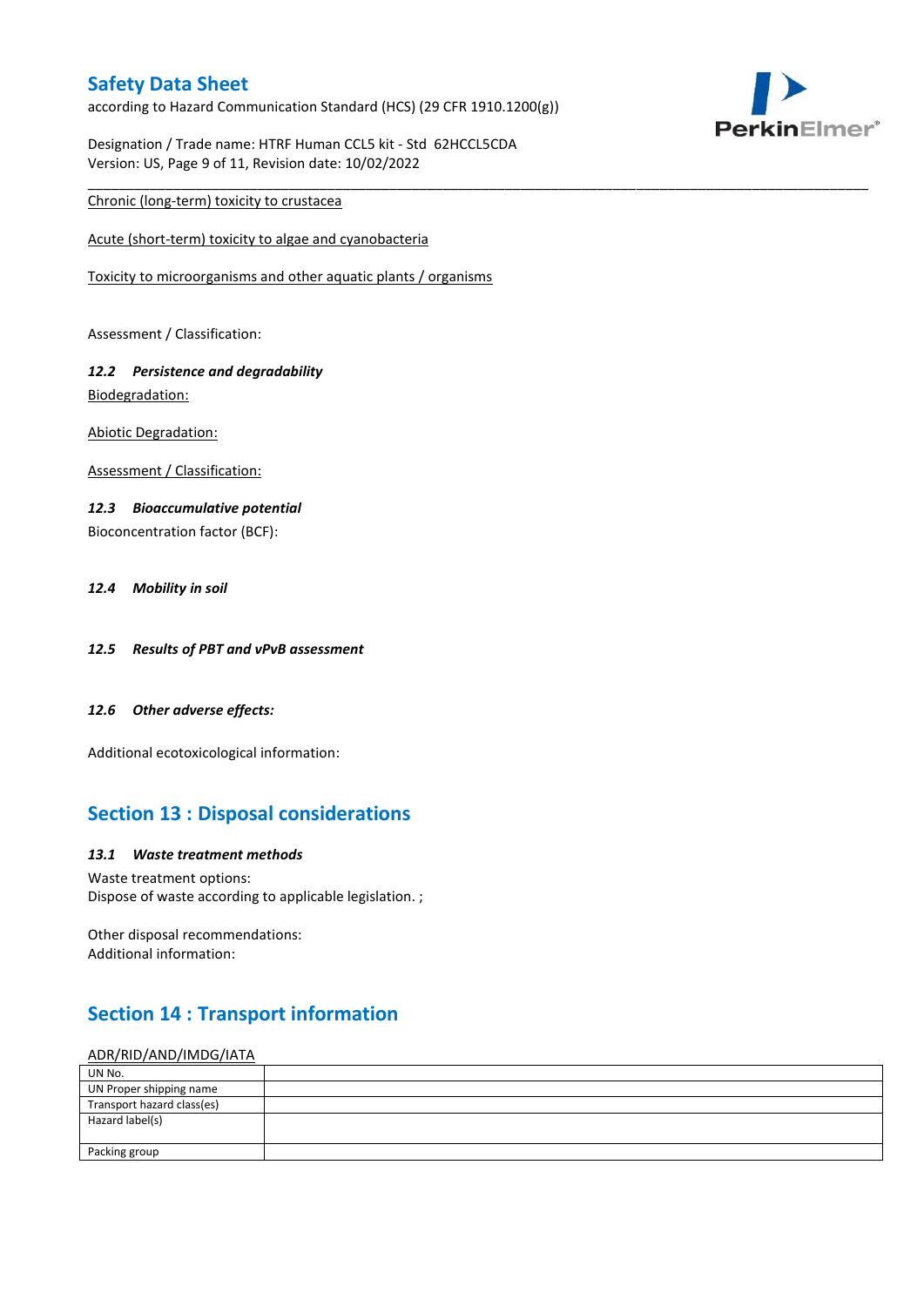Chronic (long-term) toxicity to crustacea

Acute (short-term) toxicity to algae and cyanobacteria

Toxicity to microorganisms and other aquatic plants / organisms

Assessment / Classification:

### *12.2 Persistence and degradability*

Biodegradation:

Abiotic Degradation:

Assessment / Classification:

### *12.3 Bioaccumulative potential*

Bioconcentration factor (BCF):

### *12.4 Mobility in soil*

### *12.5 Results of PBT and vPvB assessment*

### *12.6 Other adverse effects:*

Additional ecotoxicological information:

## Section 13 : Disposal considerations

### *13.1 Waste treatment methods*

Waste treatment options:
Dispose of waste according to applicable legislation. ;

Other disposal recommendations:
Additional information:

## Section 14 : Transport information

ADR/RID/AND/IMDG/IATA

| UN No. | |
|---|---|
| UN Proper shipping name | |
| Transport hazard class(es) | |
| Hazard label(s) | |
| Packing group | |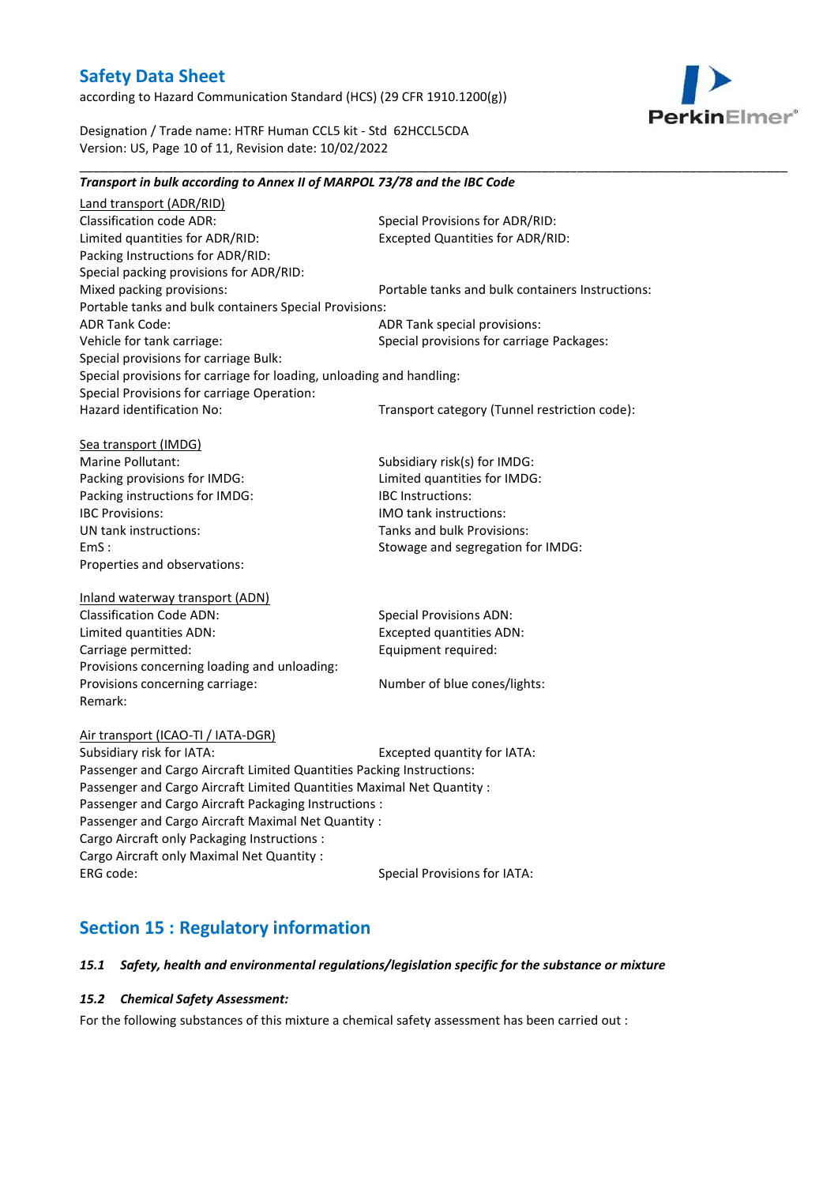***Transport in bulk according to Annex II of MARPOL 73/78 and the IBC Code***

Land transport (ADR/RID)

Classification code ADR:
Special Provisions for ADR/RID:
Limited quantities for ADR/RID:
Excepted Quantities for ADR/RID:
Packing Instructions for ADR/RID:
Special packing provisions for ADR/RID:
Mixed packing provisions:
Portable tanks and bulk containers Instructions:
Portable tanks and bulk containers Special Provisions:
ADR Tank Code:
ADR Tank special provisions:
Vehicle for tank carriage:
Special provisions for carriage Packages:
Special provisions for carriage Bulk:
Special provisions for carriage for loading, unloading and handling:
Special Provisions for carriage Operation:
Hazard identification No:
Transport category (Tunnel restriction code):

Sea transport (IMDG)

Marine Pollutant:
Subsidiary risk(s) for IMDG:
Packing provisions for IMDG:
Limited quantities for IMDG:
Packing instructions for IMDG:
IBC Instructions:
IBC Provisions:
IMO tank instructions:
UN tank instructions:
Tanks and bulk Provisions:
EmS :
Stowage and segregation for IMDG:
Properties and observations:

Inland waterway transport (ADN)

Classification Code ADN:
Special Provisions ADN:
Limited quantities ADN:
Excepted quantities ADN:
Carriage permitted:
Equipment required:
Provisions concerning loading and unloading:
Provisions concerning carriage:
Number of blue cones/lights:
Remark:

Air transport (ICAO-TI / IATA-DGR)

Subsidiary risk for IATA:
Excepted quantity for IATA:
Passenger and Cargo Aircraft Limited Quantities Packing Instructions:
Passenger and Cargo Aircraft Limited Quantities Maximal Net Quantity :
Passenger and Cargo Aircraft Packaging Instructions :
Passenger and Cargo Aircraft Maximal Net Quantity :
Cargo Aircraft only Packaging Instructions :
Cargo Aircraft only Maximal Net Quantity :
ERG code:
Special Provisions for IATA:

## Section 15 : Regulatory information

***15.1 Safety, health and environmental regulations/legislation specific for the substance or mixture***

***15.2 Chemical Safety Assessment:***

For the following substances of this mixture a chemical safety assessment has been carried out :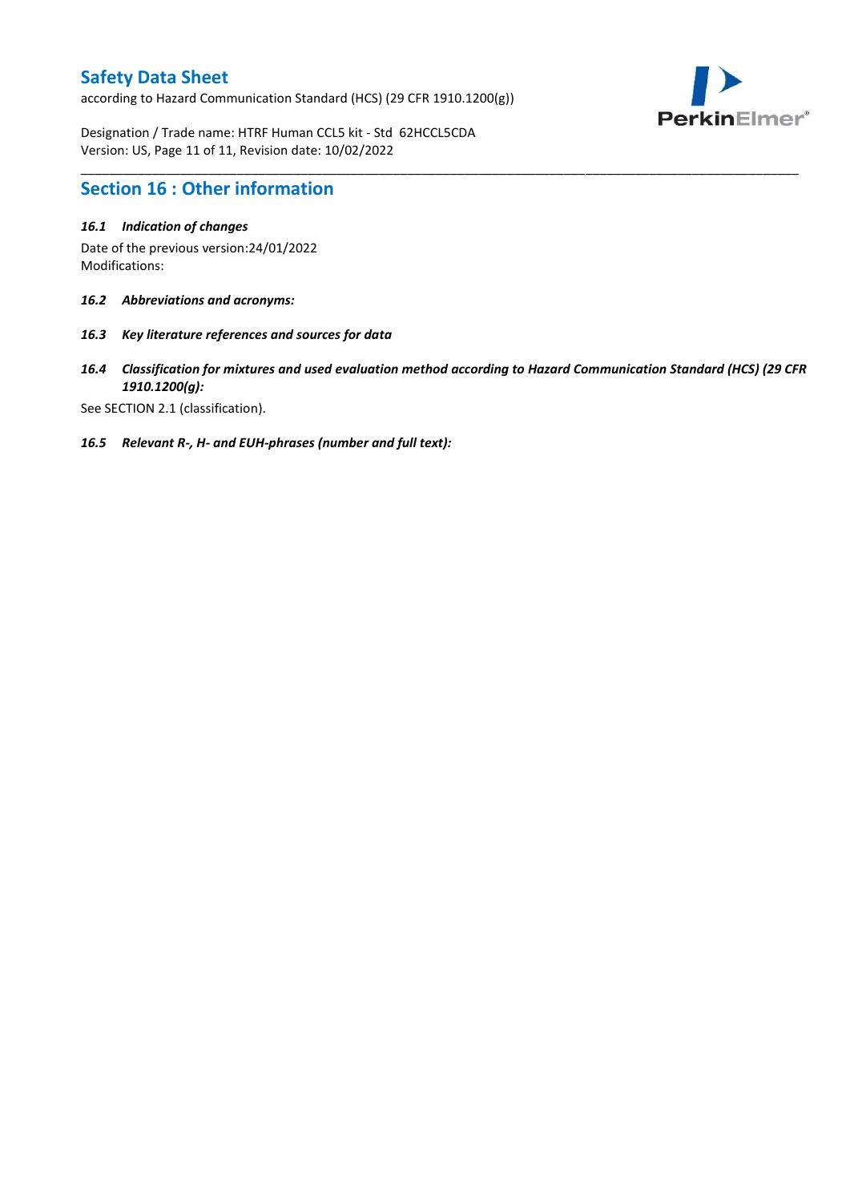## Section 16 : Other information

### *16.1 Indication of changes*

Date of the previous version:24/01/2022
Modifications:

### *16.2 Abbreviations and acronyms:*

### *16.3 Key literature references and sources for data*

### *16.4 Classification for mixtures and used evaluation method according to Hazard Communication Standard (HCS) (29 CFR 1910.1200(g):*

See SECTION 2.1 (classification).

### *16.5 Relevant R-, H- and EUH-phrases (number and full text):*